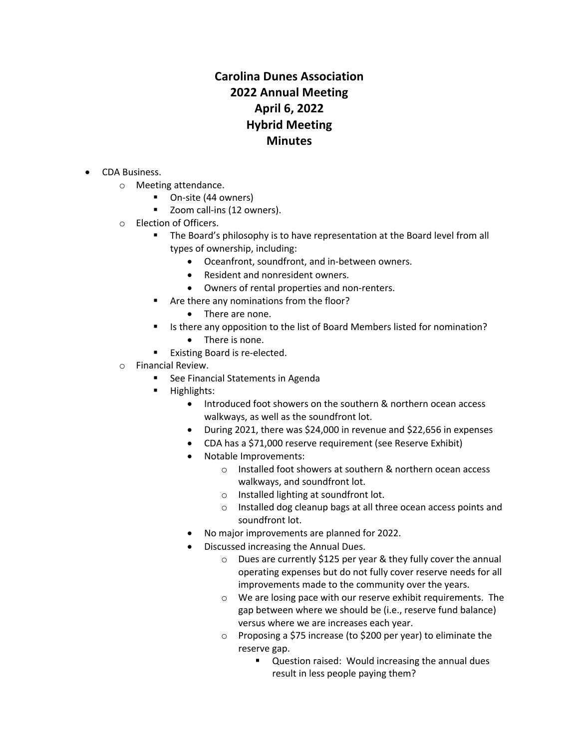# Carolina Dunes Association
# 2022 Annual Meeting
# April 6, 2022
# Hybrid Meeting
# Minutes

- CDA Business.
  - Meeting attendance.
    - On-site (44 owners)
    - Zoom call-ins (12 owners).
  - Election of Officers.
    - The Board's philosophy is to have representation at the Board level from all types of ownership, including:
      - Oceanfront, soundfront, and in-between owners.
      - Resident and nonresident owners.
      - Owners of rental properties and non-renters.
    - Are there any nominations from the floor?
      - There are none.
    - Is there any opposition to the list of Board Members listed for nomination?
      - There is none.
    - Existing Board is re-elected.
  - Financial Review.
    - See Financial Statements in Agenda
    - Highlights:
      - Introduced foot showers on the southern & northern ocean access walkways, as well as the soundfront lot.
      - During 2021, there was $24,000 in revenue and $22,656 in expenses
      - CDA has a $71,000 reserve requirement (see Reserve Exhibit)
      - Notable Improvements:
        - Installed foot showers at southern & northern ocean access walkways, and soundfront lot.
        - Installed lighting at soundfront lot.
        - Installed dog cleanup bags at all three ocean access points and soundfront lot.
      - No major improvements are planned for 2022.
      - Discussed increasing the Annual Dues.
        - Dues are currently $125 per year & they fully cover the annual operating expenses but do not fully cover reserve needs for all improvements made to the community over the years.
        - We are losing pace with our reserve exhibit requirements. The gap between where we should be (i.e., reserve fund balance) versus where we are increases each year.
        - Proposing a $75 increase (to $200 per year) to eliminate the reserve gap.
          - Question raised: Would increasing the annual dues result in less people paying them?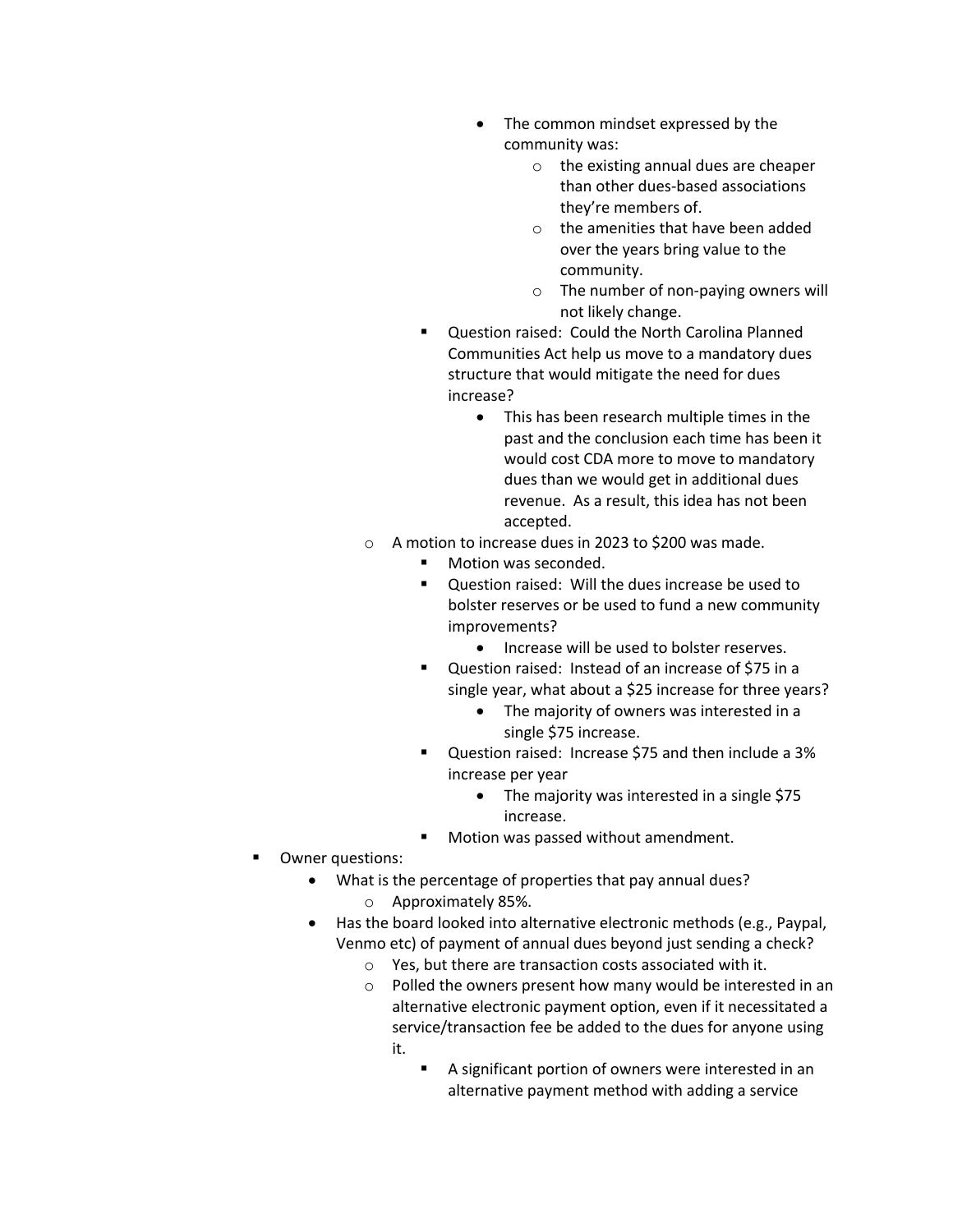- The common mindset expressed by the community was:
              - the existing annual dues are cheaper than other dues-based associations they're members of.
              - the amenities that have been added over the years bring value to the community.
              - The number of non-paying owners will not likely change.
          - Question raised: Could the North Carolina Planned Communities Act help us move to a mandatory dues structure that would mitigate the need for dues increase?
            - This has been research multiple times in the past and the conclusion each time has been it would cost CDA more to move to mandatory dues than we would get in additional dues revenue. As a result, this idea has not been accepted.
      - A motion to increase dues in 2023 to $200 was made.
        - Motion was seconded.
        - Question raised: Will the dues increase be used to bolster reserves or be used to fund a new community improvements?
          - Increase will be used to bolster reserves.
        - Question raised: Instead of an increase of $75 in a single year, what about a $25 increase for three years?
          - The majority of owners was interested in a single $75 increase.
        - Question raised: Increase $75 and then include a 3% increase per year
          - The majority was interested in a single $75 increase.
        - Motion was passed without amendment.
- Owner questions:
  - What is the percentage of properties that pay annual dues?
    - Approximately 85%.
  - Has the board looked into alternative electronic methods (e.g., Paypal, Venmo etc) of payment of annual dues beyond just sending a check?
    - Yes, but there are transaction costs associated with it.
    - Polled the owners present how many would be interested in an alternative electronic payment option, even if it necessitated a service/transaction fee be added to the dues for anyone using it.
      - A significant portion of owners were interested in an alternative payment method with adding a service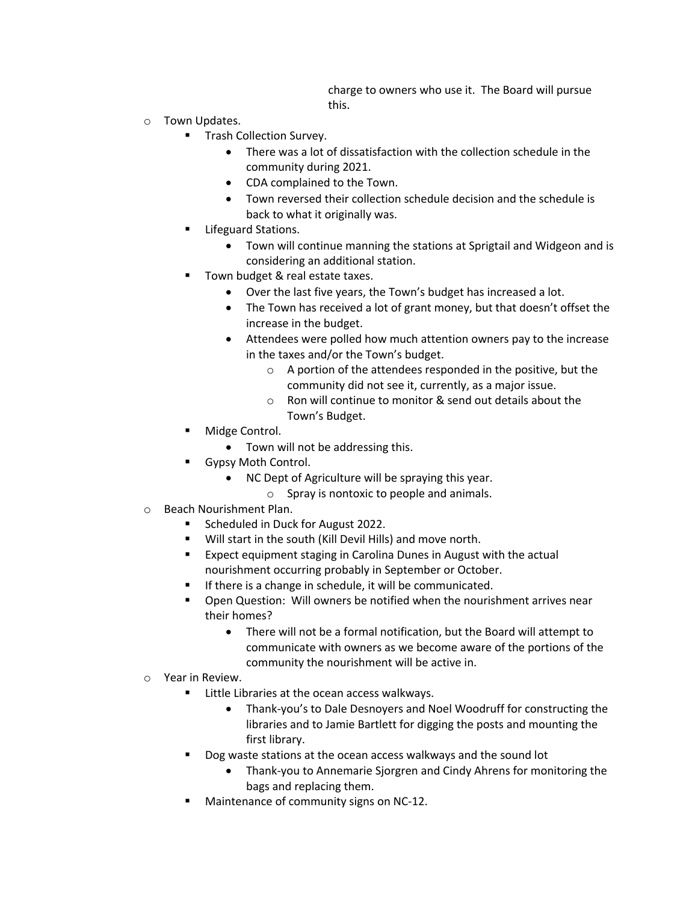charge to owners who use it. The Board will pursue this.

- Town Updates.
  - Trash Collection Survey.
    - There was a lot of dissatisfaction with the collection schedule in the community during 2021.
    - CDA complained to the Town.
    - Town reversed their collection schedule decision and the schedule is back to what it originally was.
  - Lifeguard Stations.
    - Town will continue manning the stations at Sprigtail and Widgeon and is considering an additional station.
  - Town budget & real estate taxes.
    - Over the last five years, the Town's budget has increased a lot.
    - The Town has received a lot of grant money, but that doesn't offset the increase in the budget.
    - Attendees were polled how much attention owners pay to the increase in the taxes and/or the Town's budget.
      - A portion of the attendees responded in the positive, but the community did not see it, currently, as a major issue.
      - Ron will continue to monitor & send out details about the Town's Budget.
  - Midge Control.
    - Town will not be addressing this.
  - Gypsy Moth Control.
    - NC Dept of Agriculture will be spraying this year.
      - Spray is nontoxic to people and animals.
- Beach Nourishment Plan.
  - Scheduled in Duck for August 2022.
  - Will start in the south (Kill Devil Hills) and move north.
  - Expect equipment staging in Carolina Dunes in August with the actual nourishment occurring probably in September or October.
  - If there is a change in schedule, it will be communicated.
  - Open Question: Will owners be notified when the nourishment arrives near their homes?
    - There will not be a formal notification, but the Board will attempt to communicate with owners as we become aware of the portions of the community the nourishment will be active in.
- Year in Review.
  - Little Libraries at the ocean access walkways.
    - Thank-you's to Dale Desnoyers and Noel Woodruff for constructing the libraries and to Jamie Bartlett for digging the posts and mounting the first library.
  - Dog waste stations at the ocean access walkways and the sound lot
    - Thank-you to Annemarie Sjorgren and Cindy Ahrens for monitoring the bags and replacing them.
  - Maintenance of community signs on NC-12.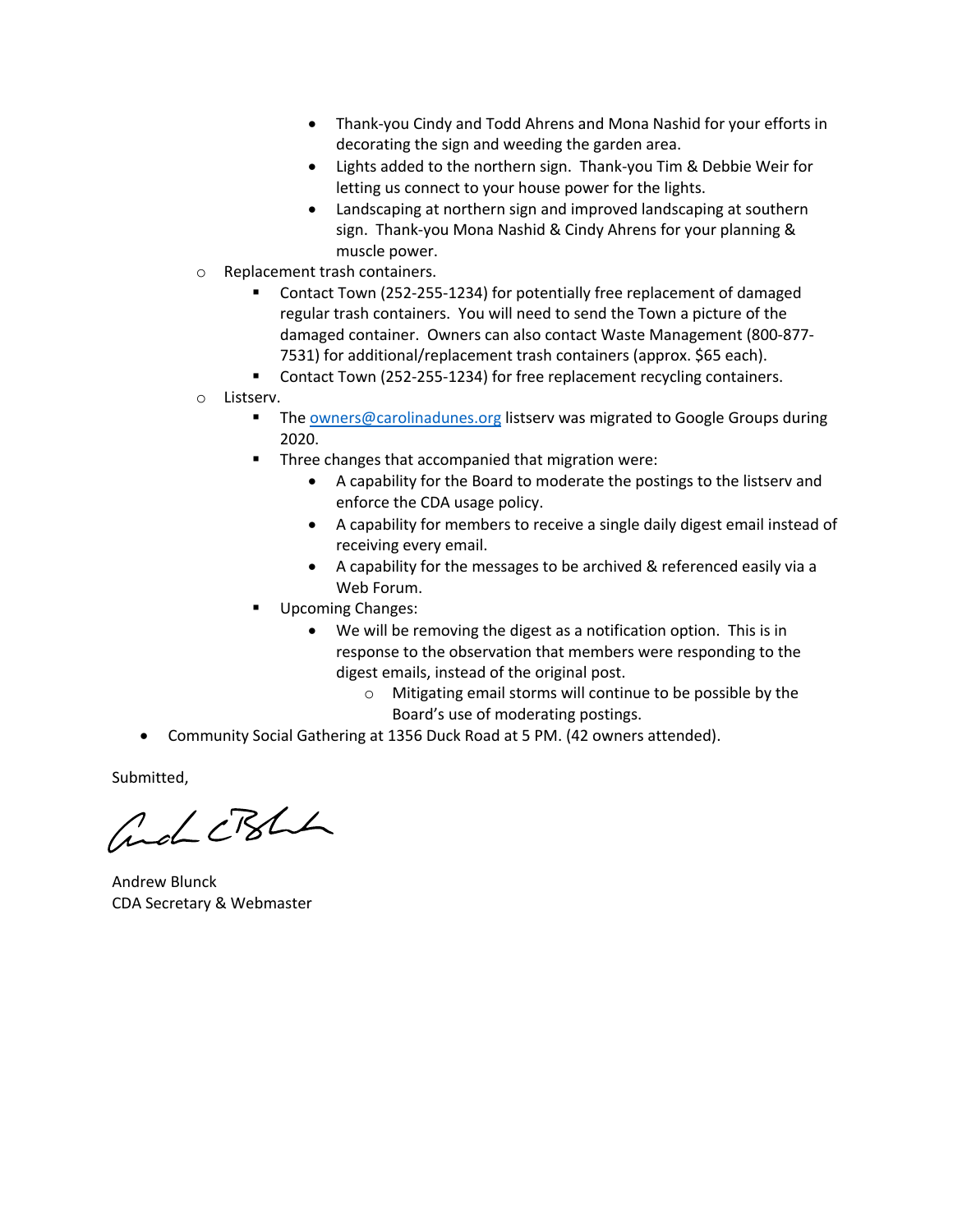- Thank-you Cindy and Todd Ahrens and Mona Nashid for your efforts in decorating the sign and weeding the garden area.
      - Lights added to the northern sign. Thank-you Tim & Debbie Weir for letting us connect to your house power for the lights.
      - Landscaping at northern sign and improved landscaping at southern sign. Thank-you Mona Nashid & Cindy Ahrens for your planning & muscle power.
  - Replacement trash containers.
    - Contact Town (252-255-1234) for potentially free replacement of damaged regular trash containers. You will need to send the Town a picture of the damaged container. Owners can also contact Waste Management (800-877-7531) for additional/replacement trash containers (approx. $65 each).
    - Contact Town (252-255-1234) for free replacement recycling containers.
  - Listserv.
    - The owners@carolinadunes.org listserv was migrated to Google Groups during 2020.
    - Three changes that accompanied that migration were:
      - A capability for the Board to moderate the postings to the listserv and enforce the CDA usage policy.
      - A capability for members to receive a single daily digest email instead of receiving every email.
      - A capability for the messages to be archived & referenced easily via a Web Forum.
    - Upcoming Changes:
      - We will be removing the digest as a notification option. This is in response to the observation that members were responding to the digest emails, instead of the original post.
        - Mitigating email storms will continue to be possible by the Board's use of moderating postings.
- Community Social Gathering at 1356 Duck Road at 5 PM. (42 owners attended).

Submitted,

Andrew Blunck
CDA Secretary & Webmaster